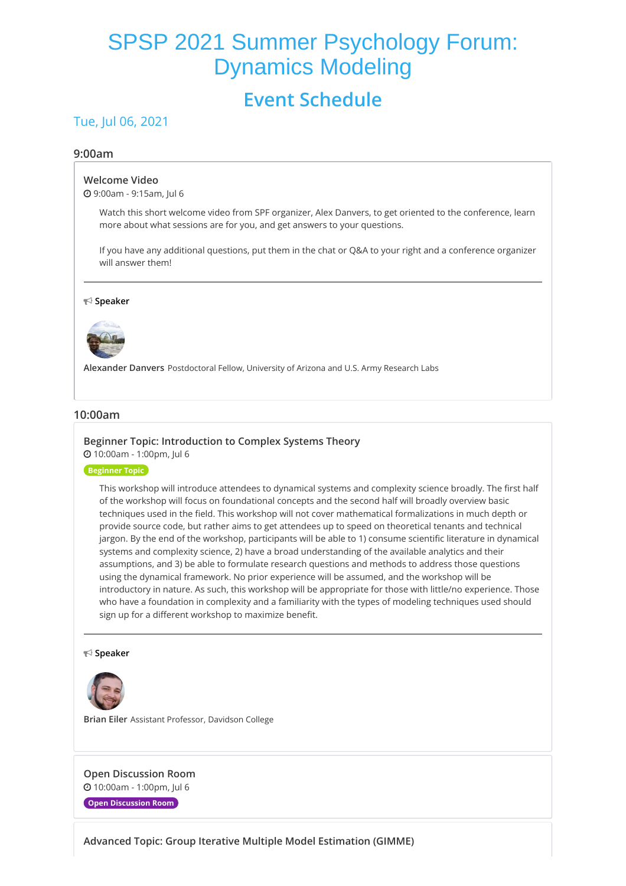# SPSP 2021 Summer Psychology Forum: Dynamics Modeling

## Event Schedule

### Tue, Jul 06, 2021

#### 9:00am

**Welcome Video**

9:00am - 9:15am, Jul 6

Watch this short welcome video from SPF organizer, Alex Danvers, to get oriented to the conference, learn more about what sessions are for you, and get answers to your questions.

If you have any additional questions, put them in the chat or Q&A to your right and a conference organizer will answer them!

---

**Speaker**

**Alexander Danvers** Postdoctoral Fellow, University of Arizona and U.S. Army Research Labs

#### 10:00am

**Beginner Topic: Introduction to Complex Systems Theory**

10:00am - 1:00pm, Jul 6

Beginner Topic

This workshop will introduce attendees to dynamical systems and complexity science broadly. The first half of the workshop will focus on foundational concepts and the second half will broadly overview basic techniques used in the field. This workshop will not cover mathematical formalizations in much depth or provide source code, but rather aims to get attendees up to speed on theoretical tenants and technical jargon. By the end of the workshop, participants will be able to 1) consume scientific literature in dynamical systems and complexity science, 2) have a broad understanding of the available analytics and their assumptions, and 3) be able to formulate research questions and methods to address those questions using the dynamical framework. No prior experience will be assumed, and the workshop will be introductory in nature. As such, this workshop will be appropriate for those with little/no experience. Those who have a foundation in complexity and a familiarity with the types of modeling techniques used should sign up for a different workshop to maximize benefit.

---

**Speaker**

**Brian Eiler** Assistant Professor, Davidson College

**Open Discussion Room**

10:00am - 1:00pm, Jul 6

Open Discussion Room

**Advanced Topic: Group Iterative Multiple Model Estimation (GIMME)**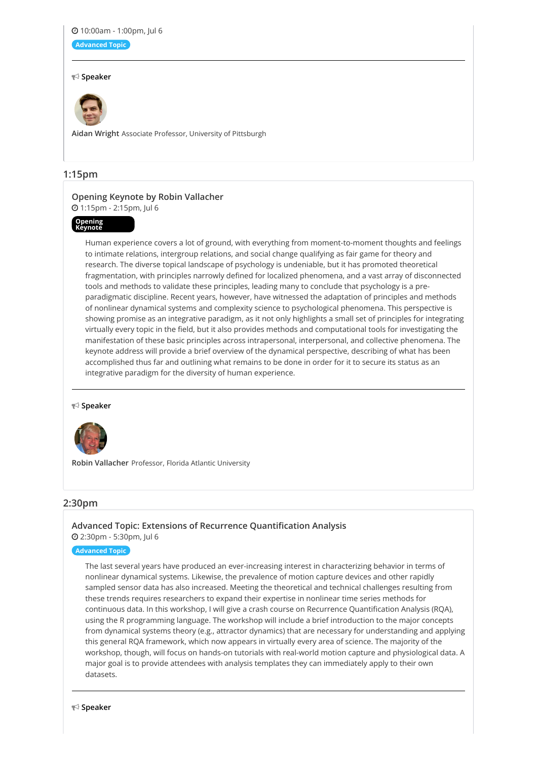10:00am - 1:00pm, Jul 6

Advanced Topic

**Speaker**

**Aidan Wright** Associate Professor, University of Pittsburgh

## 1:15pm

### Opening Keynote by Robin Vallacher

1:15pm - 2:15pm, Jul 6

**Opening Keynote**

Human experience covers a lot of ground, with everything from moment-to-moment thoughts and feelings to intimate relations, intergroup relations, and social change qualifying as fair game for theory and research. The diverse topical landscape of psychology is undeniable, but it has promoted theoretical fragmentation, with principles narrowly defined for localized phenomena, and a vast array of disconnected tools and methods to validate these principles, leading many to conclude that psychology is a pre-paradigmatic discipline. Recent years, however, have witnessed the adaptation of principles and methods of nonlinear dynamical systems and complexity science to psychological phenomena. This perspective is showing promise as an integrative paradigm, as it not only highlights a small set of principles for integrating virtually every topic in the field, but it also provides methods and computational tools for investigating the manifestation of these basic principles across intrapersonal, interpersonal, and collective phenomena. The keynote address will provide a brief overview of the dynamical perspective, describing of what has been accomplished thus far and outlining what remains to be done in order for it to secure its status as an integrative paradigm for the diversity of human experience.

**Speaker**

**Robin Vallacher** Professor, Florida Atlantic University

## 2:30pm

### Advanced Topic: Extensions of Recurrence Quantification Analysis

2:30pm - 5:30pm, Jul 6

Advanced Topic

The last several years have produced an ever-increasing interest in characterizing behavior in terms of nonlinear dynamical systems. Likewise, the prevalence of motion capture devices and other rapidly sampled sensor data has also increased. Meeting the theoretical and technical challenges resulting from these trends requires researchers to expand their expertise in nonlinear time series methods for continuous data. In this workshop, I will give a crash course on Recurrence Quantification Analysis (RQA), using the R programming language. The workshop will include a brief introduction to the major concepts from dynamical systems theory (e.g., attractor dynamics) that are necessary for understanding and applying this general RQA framework, which now appears in virtually every area of science. The majority of the workshop, though, will focus on hands-on tutorials with real-world motion capture and physiological data. A major goal is to provide attendees with analysis templates they can immediately apply to their own datasets.

**Speaker**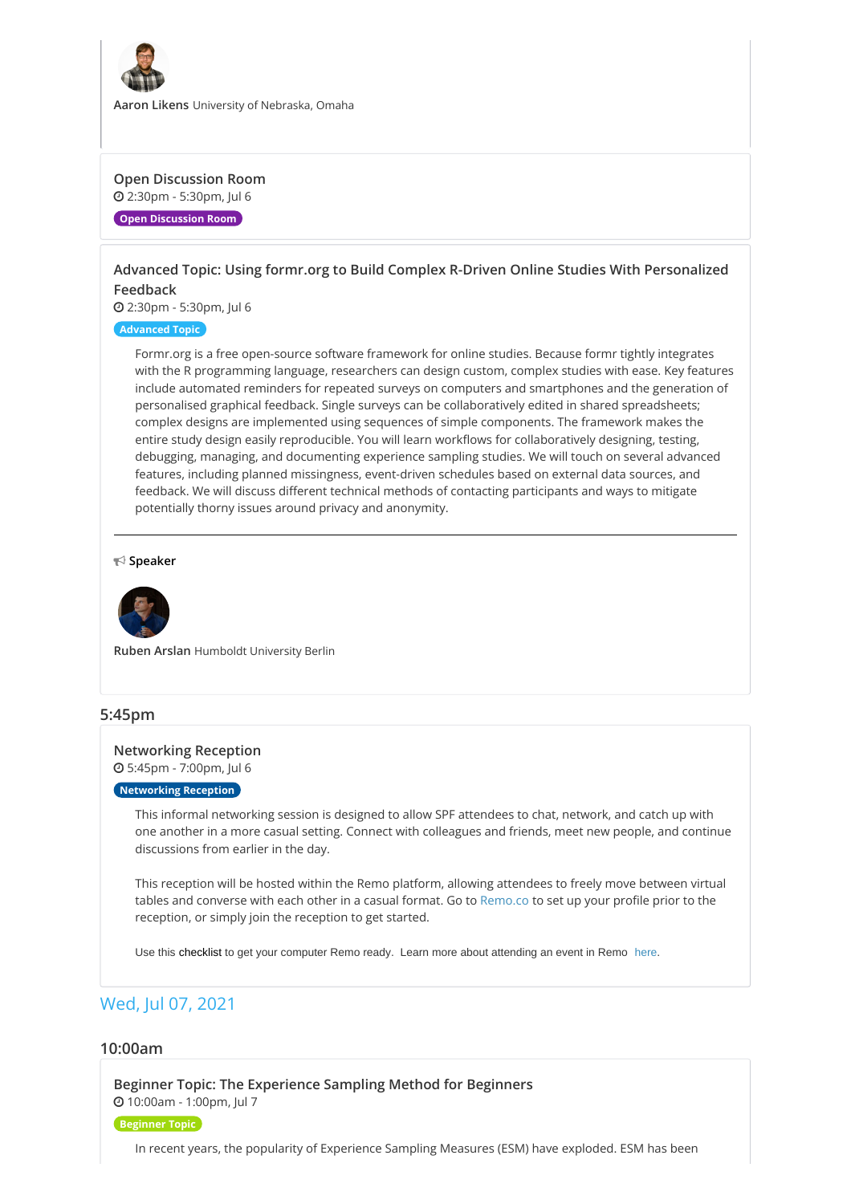**Aaron Likens** University of Nebraska, Omaha

### Open Discussion Room

2:30pm - 5:30pm, Jul 6

Open Discussion Room

### Advanced Topic: Using formr.org to Build Complex R-Driven Online Studies With Personalized Feedback

2:30pm - 5:30pm, Jul 6

Advanced Topic

Formr.org is a free open-source software framework for online studies. Because formr tightly integrates with the R programming language, researchers can design custom, complex studies with ease. Key features include automated reminders for repeated surveys on computers and smartphones and the generation of personalised graphical feedback. Single surveys can be collaboratively edited in shared spreadsheets; complex designs are implemented using sequences of simple components. The framework makes the entire study design easily reproducible. You will learn workflows for collaboratively designing, testing, debugging, managing, and documenting experience sampling studies. We will touch on several advanced features, including planned missingness, event-driven schedules based on external data sources, and feedback. We will discuss different technical methods of contacting participants and ways to mitigate potentially thorny issues around privacy and anonymity.

---

**Speaker**

**Ruben Arslan** Humboldt University Berlin

## 5:45pm

### Networking Reception

5:45pm - 7:00pm, Jul 6

Networking Reception

This informal networking session is designed to allow SPF attendees to chat, network, and catch up with one another in a more casual setting. Connect with colleagues and friends, meet new people, and continue discussions from earlier in the day.

This reception will be hosted within the Remo platform, allowing attendees to freely move between virtual tables and converse with each other in a casual format. Go to Remo.co to set up your profile prior to the reception, or simply join the reception to get started.

Use this checklist to get your computer Remo ready. Learn more about attending an event in Remo here.

# Wed, Jul 07, 2021

## 10:00am

### Beginner Topic: The Experience Sampling Method for Beginners

10:00am - 1:00pm, Jul 7

Beginner Topic

In recent years, the popularity of Experience Sampling Measures (ESM) have exploded. ESM has been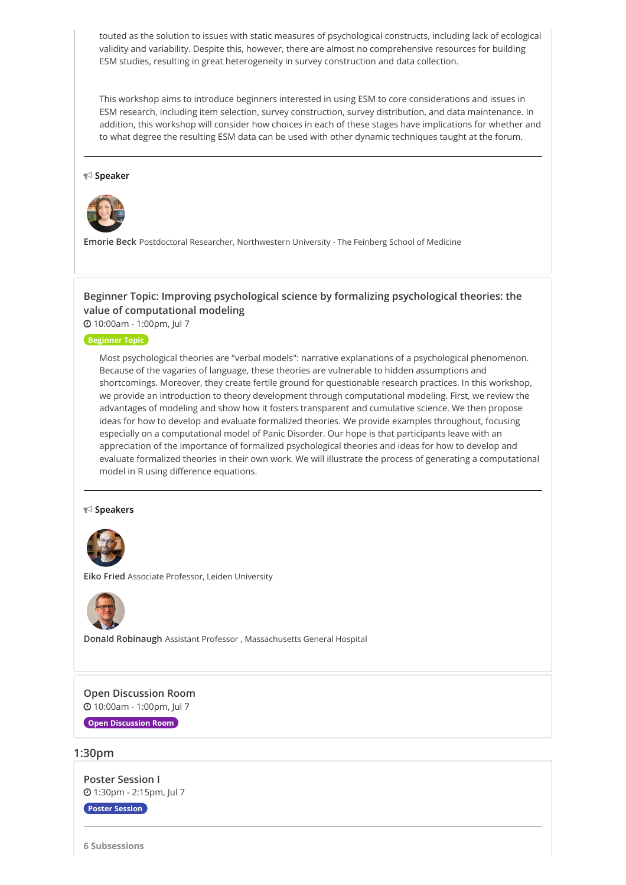touted as the solution to issues with static measures of psychological constructs, including lack of ecological validity and variability. Despite this, however, there are almost no comprehensive resources for building ESM studies, resulting in great heterogeneity in survey construction and data collection.

This workshop aims to introduce beginners interested in using ESM to core considerations and issues in ESM research, including item selection, survey construction, survey distribution, and data maintenance. In addition, this workshop will consider how choices in each of these stages have implications for whether and to what degree the resulting ESM data can be used with other dynamic techniques taught at the forum.

---

**Speaker**

**Emorie Beck** Postdoctoral Researcher, Northwestern University - The Feinberg School of Medicine

### Beginner Topic: Improving psychological science by formalizing psychological theories: the value of computational modeling

10:00am - 1:00pm, Jul 7

**Beginner Topic**

Most psychological theories are "verbal models": narrative explanations of a psychological phenomenon. Because of the vagaries of language, these theories are vulnerable to hidden assumptions and shortcomings. Moreover, they create fertile ground for questionable research practices. In this workshop, we provide an introduction to theory development through computational modeling. First, we review the advantages of modeling and show how it fosters transparent and cumulative science. We then propose ideas for how to develop and evaluate formalized theories. We provide examples throughout, focusing especially on a computational model of Panic Disorder. Our hope is that participants leave with an appreciation of the importance of formalized psychological theories and ideas for how to develop and evaluate formalized theories in their own work. We will illustrate the process of generating a computational model in R using difference equations.

---

**Speakers**

**Eiko Fried** Associate Professor, Leiden University

**Donald Robinaugh** Assistant Professor , Massachusetts General Hospital

### Open Discussion Room

10:00am - 1:00pm, Jul 7

**Open Discussion Room**

## 1:30pm

### Poster Session I

1:30pm - 2:15pm, Jul 7

**Poster Session**

---

**6 Subsessions**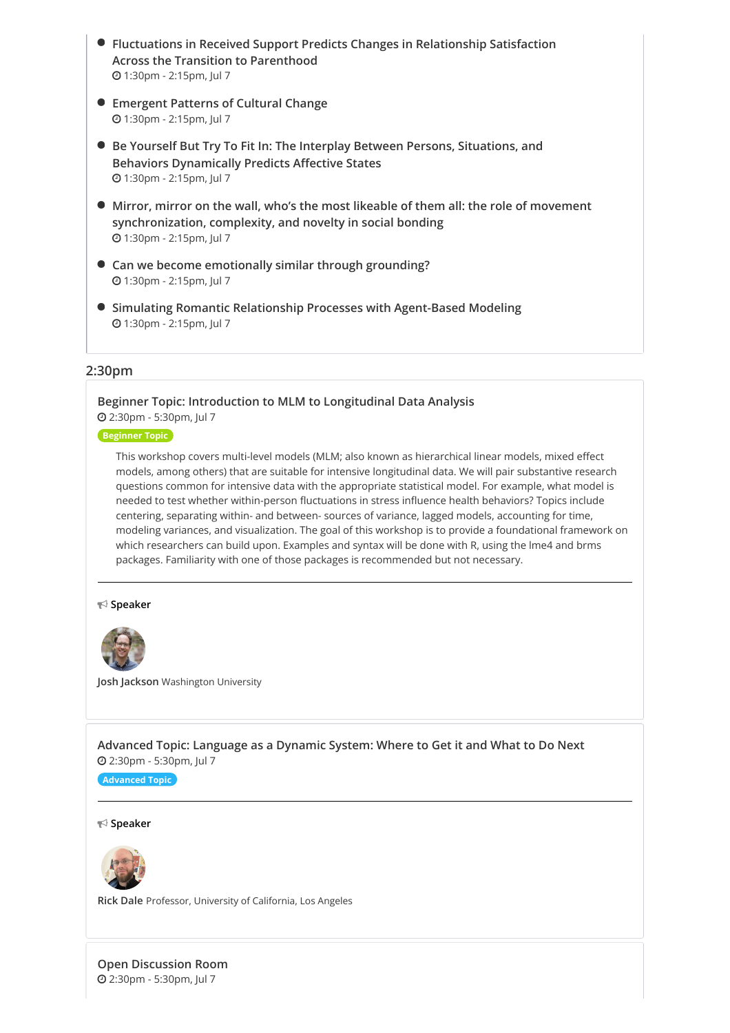- Fluctuations in Received Support Predicts Changes in Relationship Satisfaction Across the Transition to Parenthood
  1:30pm - 2:15pm, Jul 7
- Emergent Patterns of Cultural Change
  1:30pm - 2:15pm, Jul 7
- Be Yourself But Try To Fit In: The Interplay Between Persons, Situations, and Behaviors Dynamically Predicts Affective States
  1:30pm - 2:15pm, Jul 7
- Mirror, mirror on the wall, who's the most likeable of them all: the role of movement synchronization, complexity, and novelty in social bonding
  1:30pm - 2:15pm, Jul 7
- Can we become emotionally similar through grounding?
  1:30pm - 2:15pm, Jul 7
- Simulating Romantic Relationship Processes with Agent-Based Modeling
  1:30pm - 2:15pm, Jul 7

## 2:30pm

### Beginner Topic: Introduction to MLM to Longitudinal Data Analysis

2:30pm - 5:30pm, Jul 7

Beginner Topic

This workshop covers multi-level models (MLM; also known as hierarchical linear models, mixed effect models, among others) that are suitable for intensive longitudinal data. We will pair substantive research questions common for intensive data with the appropriate statistical model. For example, what model is needed to test whether within-person fluctuations in stress influence health behaviors? Topics include centering, separating within- and between- sources of variance, lagged models, accounting for time, modeling variances, and visualization. The goal of this workshop is to provide a foundational framework on which researchers can build upon. Examples and syntax will be done with R, using the lme4 and brms packages. Familiarity with one of those packages is recommended but not necessary.

---

**Speaker**

**Josh Jackson** Washington University

### Advanced Topic: Language as a Dynamic System: Where to Get it and What to Do Next

2:30pm - 5:30pm, Jul 7

Advanced Topic

---

**Speaker**

**Rick Dale** Professor, University of California, Los Angeles

### Open Discussion Room

2:30pm - 5:30pm, Jul 7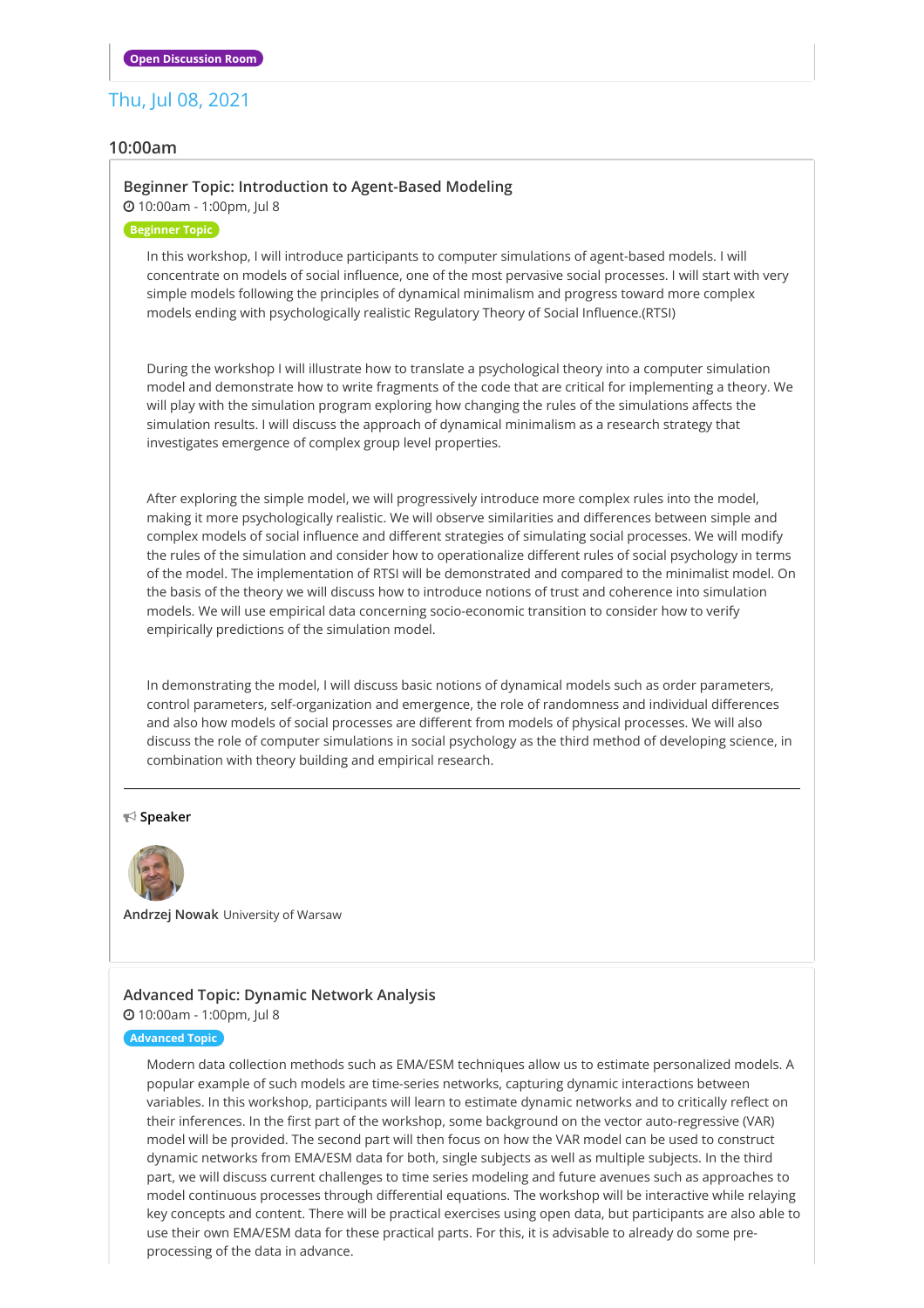Open Discussion Room

## Thu, Jul 08, 2021

### 10:00am

#### Beginner Topic: Introduction to Agent-Based Modeling

10:00am - 1:00pm, Jul 8

Beginner Topic

In this workshop, I will introduce participants to computer simulations of agent-based models. I will concentrate on models of social influence, one of the most pervasive social processes. I will start with very simple models following the principles of dynamical minimalism and progress toward more complex models ending with psychologically realistic Regulatory Theory of Social Influence.(RTSI)

During the workshop I will illustrate how to translate a psychological theory into a computer simulation model and demonstrate how to write fragments of the code that are critical for implementing a theory. We will play with the simulation program exploring how changing the rules of the simulations affects the simulation results. I will discuss the approach of dynamical minimalism as a research strategy that investigates emergence of complex group level properties.

After exploring the simple model, we will progressively introduce more complex rules into the model, making it more psychologically realistic. We will observe similarities and differences between simple and complex models of social influence and different strategies of simulating social processes. We will modify the rules of the simulation and consider how to operationalize different rules of social psychology in terms of the model. The implementation of RTSI will be demonstrated and compared to the minimalist model. On the basis of the theory we will discuss how to introduce notions of trust and coherence into simulation models. We will use empirical data concerning socio-economic transition to consider how to verify empirically predictions of the simulation model.

In demonstrating the model, I will discuss basic notions of dynamical models such as order parameters, control parameters, self-organization and emergence, the role of randomness and individual differences and also how models of social processes are different from models of physical processes. We will also discuss the role of computer simulations in social psychology as the third method of developing science, in combination with theory building and empirical research.

---

**Speaker**

**Andrzej Nowak** University of Warsaw

#### Advanced Topic: Dynamic Network Analysis

10:00am - 1:00pm, Jul 8

Advanced Topic

Modern data collection methods such as EMA/ESM techniques allow us to estimate personalized models. A popular example of such models are time-series networks, capturing dynamic interactions between variables. In this workshop, participants will learn to estimate dynamic networks and to critically reflect on their inferences. In the first part of the workshop, some background on the vector auto-regressive (VAR) model will be provided. The second part will then focus on how the VAR model can be used to construct dynamic networks from EMA/ESM data for both, single subjects as well as multiple subjects. In the third part, we will discuss current challenges to time series modeling and future avenues such as approaches to model continuous processes through differential equations. The workshop will be interactive while relaying key concepts and content. There will be practical exercises using open data, but participants are also able to use their own EMA/ESM data for these practical parts. For this, it is advisable to already do some pre-processing of the data in advance.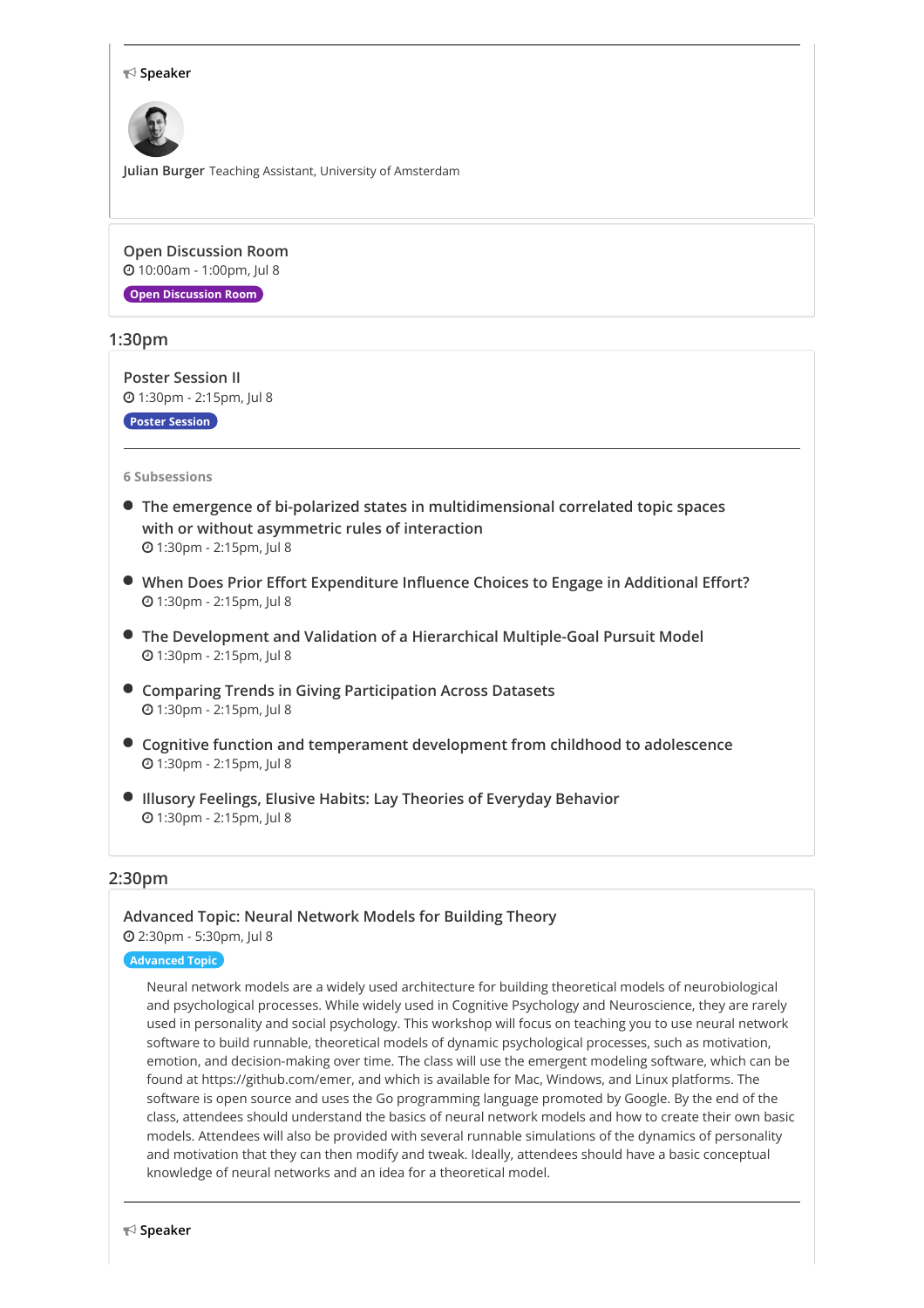Speaker

**Julian Burger** Teaching Assistant, University of Amsterdam

### Open Discussion Room

10:00am - 1:00pm, Jul 8

Open Discussion Room

## 1:30pm

### Poster Session II

1:30pm - 2:15pm, Jul 8

Poster Session

**6 Subsessions**

- The emergence of bi-polarized states in multidimensional correlated topic spaces with or without asymmetric rules of interaction
  1:30pm - 2:15pm, Jul 8
- When Does Prior Effort Expenditure Influence Choices to Engage in Additional Effort?
  1:30pm - 2:15pm, Jul 8
- The Development and Validation of a Hierarchical Multiple-Goal Pursuit Model
  1:30pm - 2:15pm, Jul 8
- Comparing Trends in Giving Participation Across Datasets
  1:30pm - 2:15pm, Jul 8
- Cognitive function and temperament development from childhood to adolescence
  1:30pm - 2:15pm, Jul 8
- Illusory Feelings, Elusive Habits: Lay Theories of Everyday Behavior
  1:30pm - 2:15pm, Jul 8

## 2:30pm

### Advanced Topic: Neural Network Models for Building Theory

2:30pm - 5:30pm, Jul 8

Advanced Topic

Neural network models are a widely used architecture for building theoretical models of neurobiological and psychological processes. While widely used in Cognitive Psychology and Neuroscience, they are rarely used in personality and social psychology. This workshop will focus on teaching you to use neural network software to build runnable, theoretical models of dynamic psychological processes, such as motivation, emotion, and decision-making over time. The class will use the emergent modeling software, which can be found at https://github.com/emer, and which is available for Mac, Windows, and Linux platforms. The software is open source and uses the Go programming language promoted by Google. By the end of the class, attendees should understand the basics of neural network models and how to create their own basic models. Attendees will also be provided with several runnable simulations of the dynamics of personality and motivation that they can then modify and tweak. Ideally, attendees should have a basic conceptual knowledge of neural networks and an idea for a theoretical model.

Speaker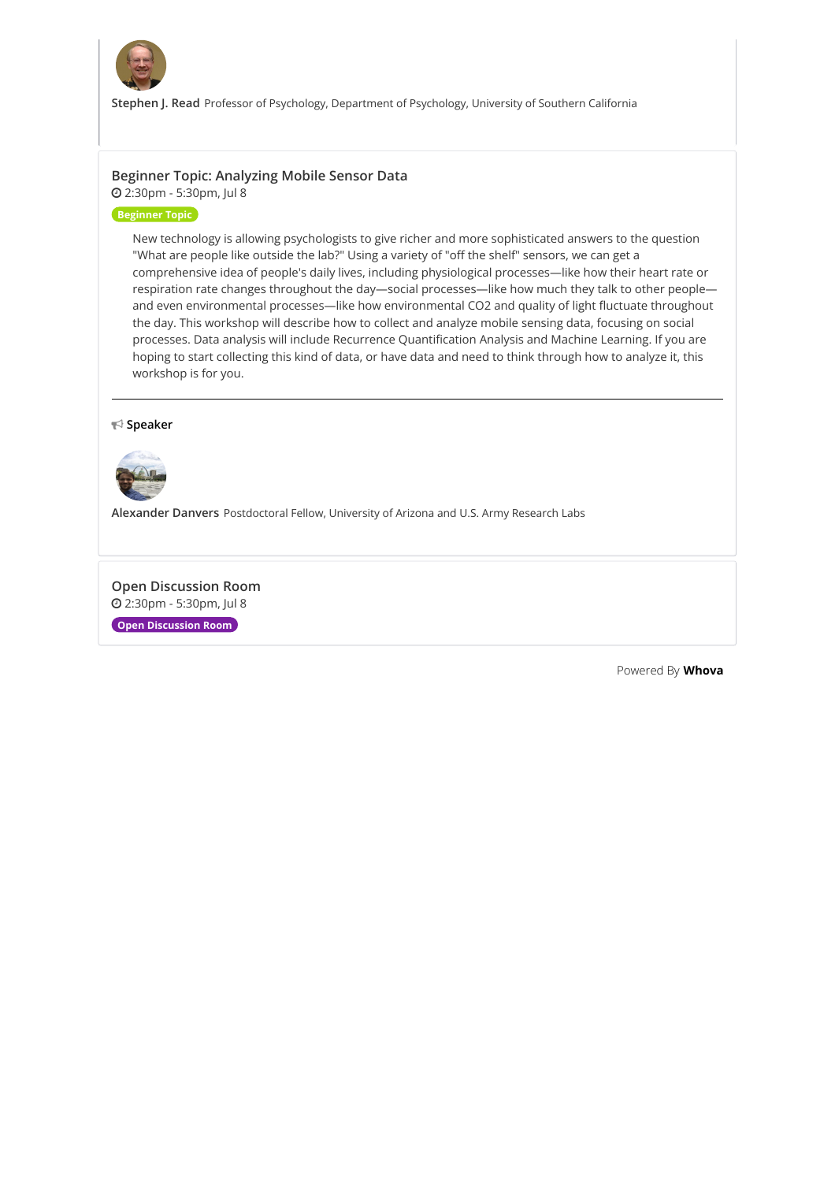**Stephen J. Read** Professor of Psychology, Department of Psychology, University of Southern California

## Beginner Topic: Analyzing Mobile Sensor Data

2:30pm - 5:30pm, Jul 8

Beginner Topic

New technology is allowing psychologists to give richer and more sophisticated answers to the question "What are people like outside the lab?" Using a variety of "off the shelf" sensors, we can get a comprehensive idea of people's daily lives, including physiological processes—like how their heart rate or respiration rate changes throughout the day—social processes—like how much they talk to other people—and even environmental processes—like how environmental CO2 and quality of light fluctuate throughout the day. This workshop will describe how to collect and analyze mobile sensing data, focusing on social processes. Data analysis will include Recurrence Quantification Analysis and Machine Learning. If you are hoping to start collecting this kind of data, or have data and need to think through how to analyze it, this workshop is for you.

---

**Speaker**

**Alexander Danvers** Postdoctoral Fellow, University of Arizona and U.S. Army Research Labs

## Open Discussion Room

2:30pm - 5:30pm, Jul 8

Open Discussion Room

Powered By **Whova**